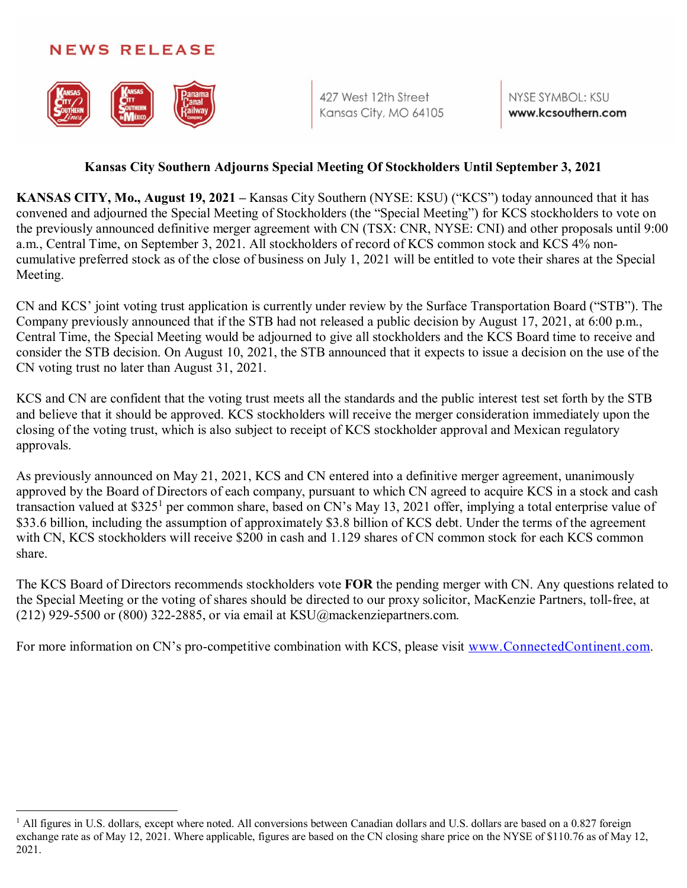NEWS RELEASE

427 West 12th Street
Kansas City, MO 64105

NYSE SYMBOL: KSU
**www.kcsouthern.com**

## Kansas City Southern Adjourns Special Meeting Of Stockholders Until September 3, 2021

**KANSAS CITY, Mo., August 19, 2021 –** Kansas City Southern (NYSE: KSU) ("KCS") today announced that it has convened and adjourned the Special Meeting of Stockholders (the "Special Meeting") for KCS stockholders to vote on the previously announced definitive merger agreement with CN (TSX: CNR, NYSE: CNI) and other proposals until 9:00 a.m., Central Time, on September 3, 2021. All stockholders of record of KCS common stock and KCS 4% non-cumulative preferred stock as of the close of business on July 1, 2021 will be entitled to vote their shares at the Special Meeting.

CN and KCS' joint voting trust application is currently under review by the Surface Transportation Board ("STB"). The Company previously announced that if the STB had not released a public decision by August 17, 2021, at 6:00 p.m., Central Time, the Special Meeting would be adjourned to give all stockholders and the KCS Board time to receive and consider the STB decision. On August 10, 2021, the STB announced that it expects to issue a decision on the use of the CN voting trust no later than August 31, 2021.

KCS and CN are confident that the voting trust meets all the standards and the public interest test set forth by the STB and believe that it should be approved. KCS stockholders will receive the merger consideration immediately upon the closing of the voting trust, which is also subject to receipt of KCS stockholder approval and Mexican regulatory approvals.

As previously announced on May 21, 2021, KCS and CN entered into a definitive merger agreement, unanimously approved by the Board of Directors of each company, pursuant to which CN agreed to acquire KCS in a stock and cash transaction valued at $325[1] per common share, based on CN's May 13, 2021 offer, implying a total enterprise value of $33.6 billion, including the assumption of approximately $3.8 billion of KCS debt. Under the terms of the agreement with CN, KCS stockholders will receive $200 in cash and 1.129 shares of CN common stock for each KCS common share.

The KCS Board of Directors recommends stockholders vote **FOR** the pending merger with CN. Any questions related to the Special Meeting or the voting of shares should be directed to our proxy solicitor, MacKenzie Partners, toll-free, at (212) 929-5500 or (800) 322-2885, or via email at KSU@mackenziepartners.com.

For more information on CN's pro-competitive combination with KCS, please visit [www.ConnectedContinent.com](http://www.ConnectedContinent.com).

---

[1] All figures in U.S. dollars, except where noted. All conversions between Canadian dollars and U.S. dollars are based on a 0.827 foreign exchange rate as of May 12, 2021. Where applicable, figures are based on the CN closing share price on the NYSE of $110.76 as of May 12, 2021.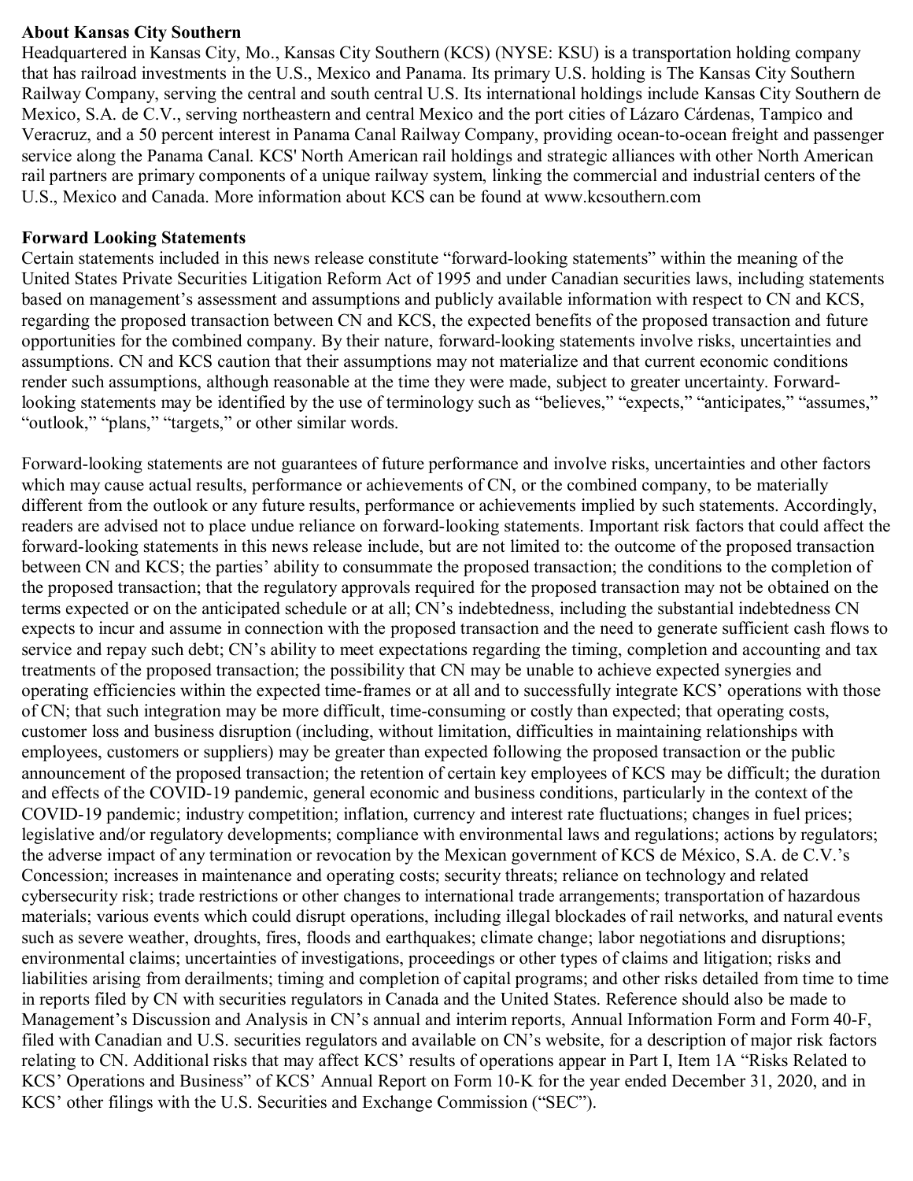**About Kansas City Southern**

Headquartered in Kansas City, Mo., Kansas City Southern (KCS) (NYSE: KSU) is a transportation holding company that has railroad investments in the U.S., Mexico and Panama. Its primary U.S. holding is The Kansas City Southern Railway Company, serving the central and south central U.S. Its international holdings include Kansas City Southern de Mexico, S.A. de C.V., serving northeastern and central Mexico and the port cities of Lázaro Cárdenas, Tampico and Veracruz, and a 50 percent interest in Panama Canal Railway Company, providing ocean-to-ocean freight and passenger service along the Panama Canal. KCS' North American rail holdings and strategic alliances with other North American rail partners are primary components of a unique railway system, linking the commercial and industrial centers of the U.S., Mexico and Canada. More information about KCS can be found at www.kcsouthern.com

**Forward Looking Statements**

Certain statements included in this news release constitute "forward-looking statements" within the meaning of the United States Private Securities Litigation Reform Act of 1995 and under Canadian securities laws, including statements based on management's assessment and assumptions and publicly available information with respect to CN and KCS, regarding the proposed transaction between CN and KCS, the expected benefits of the proposed transaction and future opportunities for the combined company. By their nature, forward-looking statements involve risks, uncertainties and assumptions. CN and KCS caution that their assumptions may not materialize and that current economic conditions render such assumptions, although reasonable at the time they were made, subject to greater uncertainty. Forward-looking statements may be identified by the use of terminology such as "believes," "expects," "anticipates," "assumes," "outlook," "plans," "targets," or other similar words.

Forward-looking statements are not guarantees of future performance and involve risks, uncertainties and other factors which may cause actual results, performance or achievements of CN, or the combined company, to be materially different from the outlook or any future results, performance or achievements implied by such statements. Accordingly, readers are advised not to place undue reliance on forward-looking statements. Important risk factors that could affect the forward-looking statements in this news release include, but are not limited to: the outcome of the proposed transaction between CN and KCS; the parties' ability to consummate the proposed transaction; the conditions to the completion of the proposed transaction; that the regulatory approvals required for the proposed transaction may not be obtained on the terms expected or on the anticipated schedule or at all; CN's indebtedness, including the substantial indebtedness CN expects to incur and assume in connection with the proposed transaction and the need to generate sufficient cash flows to service and repay such debt; CN's ability to meet expectations regarding the timing, completion and accounting and tax treatments of the proposed transaction; the possibility that CN may be unable to achieve expected synergies and operating efficiencies within the expected time-frames or at all and to successfully integrate KCS' operations with those of CN; that such integration may be more difficult, time-consuming or costly than expected; that operating costs, customer loss and business disruption (including, without limitation, difficulties in maintaining relationships with employees, customers or suppliers) may be greater than expected following the proposed transaction or the public announcement of the proposed transaction; the retention of certain key employees of KCS may be difficult; the duration and effects of the COVID-19 pandemic, general economic and business conditions, particularly in the context of the COVID-19 pandemic; industry competition; inflation, currency and interest rate fluctuations; changes in fuel prices; legislative and/or regulatory developments; compliance with environmental laws and regulations; actions by regulators; the adverse impact of any termination or revocation by the Mexican government of KCS de México, S.A. de C.V.'s Concession; increases in maintenance and operating costs; security threats; reliance on technology and related cybersecurity risk; trade restrictions or other changes to international trade arrangements; transportation of hazardous materials; various events which could disrupt operations, including illegal blockades of rail networks, and natural events such as severe weather, droughts, fires, floods and earthquakes; climate change; labor negotiations and disruptions; environmental claims; uncertainties of investigations, proceedings or other types of claims and litigation; risks and liabilities arising from derailments; timing and completion of capital programs; and other risks detailed from time to time in reports filed by CN with securities regulators in Canada and the United States. Reference should also be made to Management's Discussion and Analysis in CN's annual and interim reports, Annual Information Form and Form 40-F, filed with Canadian and U.S. securities regulators and available on CN's website, for a description of major risk factors relating to CN. Additional risks that may affect KCS' results of operations appear in Part I, Item 1A "Risks Related to KCS' Operations and Business" of KCS' Annual Report on Form 10-K for the year ended December 31, 2020, and in KCS' other filings with the U.S. Securities and Exchange Commission ("SEC").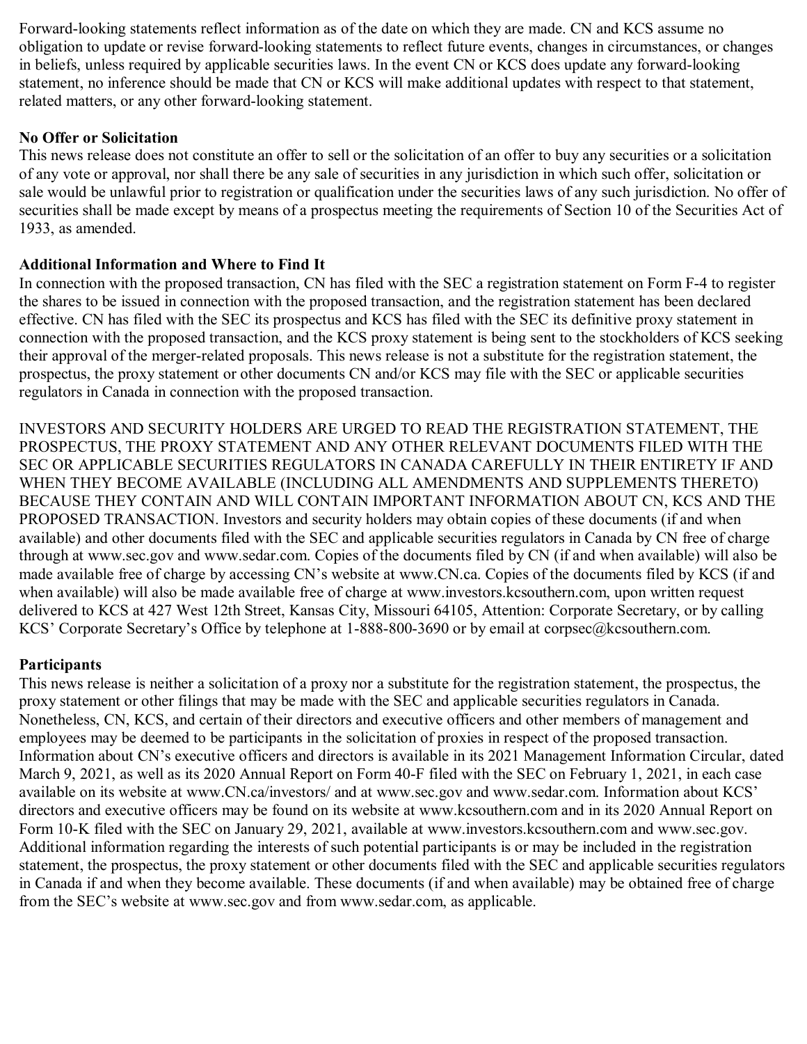Forward-looking statements reflect information as of the date on which they are made. CN and KCS assume no obligation to update or revise forward-looking statements to reflect future events, changes in circumstances, or changes in beliefs, unless required by applicable securities laws. In the event CN or KCS does update any forward-looking statement, no inference should be made that CN or KCS will make additional updates with respect to that statement, related matters, or any other forward-looking statement.

**No Offer or Solicitation**

This news release does not constitute an offer to sell or the solicitation of an offer to buy any securities or a solicitation of any vote or approval, nor shall there be any sale of securities in any jurisdiction in which such offer, solicitation or sale would be unlawful prior to registration or qualification under the securities laws of any such jurisdiction. No offer of securities shall be made except by means of a prospectus meeting the requirements of Section 10 of the Securities Act of 1933, as amended.

**Additional Information and Where to Find It**

In connection with the proposed transaction, CN has filed with the SEC a registration statement on Form F-4 to register the shares to be issued in connection with the proposed transaction, and the registration statement has been declared effective. CN has filed with the SEC its prospectus and KCS has filed with the SEC its definitive proxy statement in connection with the proposed transaction, and the KCS proxy statement is being sent to the stockholders of KCS seeking their approval of the merger-related proposals. This news release is not a substitute for the registration statement, the prospectus, the proxy statement or other documents CN and/or KCS may file with the SEC or applicable securities regulators in Canada in connection with the proposed transaction.

INVESTORS AND SECURITY HOLDERS ARE URGED TO READ THE REGISTRATION STATEMENT, THE PROSPECTUS, THE PROXY STATEMENT AND ANY OTHER RELEVANT DOCUMENTS FILED WITH THE SEC OR APPLICABLE SECURITIES REGULATORS IN CANADA CAREFULLY IN THEIR ENTIRETY IF AND WHEN THEY BECOME AVAILABLE (INCLUDING ALL AMENDMENTS AND SUPPLEMENTS THERETO) BECAUSE THEY CONTAIN AND WILL CONTAIN IMPORTANT INFORMATION ABOUT CN, KCS AND THE PROPOSED TRANSACTION. Investors and security holders may obtain copies of these documents (if and when available) and other documents filed with the SEC and applicable securities regulators in Canada by CN free of charge through at www.sec.gov and www.sedar.com. Copies of the documents filed by CN (if and when available) will also be made available free of charge by accessing CN's website at www.CN.ca. Copies of the documents filed by KCS (if and when available) will also be made available free of charge at www.investors.kcsouthern.com, upon written request delivered to KCS at 427 West 12th Street, Kansas City, Missouri 64105, Attention: Corporate Secretary, or by calling KCS' Corporate Secretary's Office by telephone at 1-888-800-3690 or by email at corpsec@kcsouthern.com.

**Participants**

This news release is neither a solicitation of a proxy nor a substitute for the registration statement, the prospectus, the proxy statement or other filings that may be made with the SEC and applicable securities regulators in Canada. Nonetheless, CN, KCS, and certain of their directors and executive officers and other members of management and employees may be deemed to be participants in the solicitation of proxies in respect of the proposed transaction. Information about CN's executive officers and directors is available in its 2021 Management Information Circular, dated March 9, 2021, as well as its 2020 Annual Report on Form 40-F filed with the SEC on February 1, 2021, in each case available on its website at www.CN.ca/investors/ and at www.sec.gov and www.sedar.com. Information about KCS' directors and executive officers may be found on its website at www.kcsouthern.com and in its 2020 Annual Report on Form 10-K filed with the SEC on January 29, 2021, available at www.investors.kcsouthern.com and www.sec.gov. Additional information regarding the interests of such potential participants is or may be included in the registration statement, the prospectus, the proxy statement or other documents filed with the SEC and applicable securities regulators in Canada if and when they become available. These documents (if and when available) may be obtained free of charge from the SEC's website at www.sec.gov and from www.sedar.com, as applicable.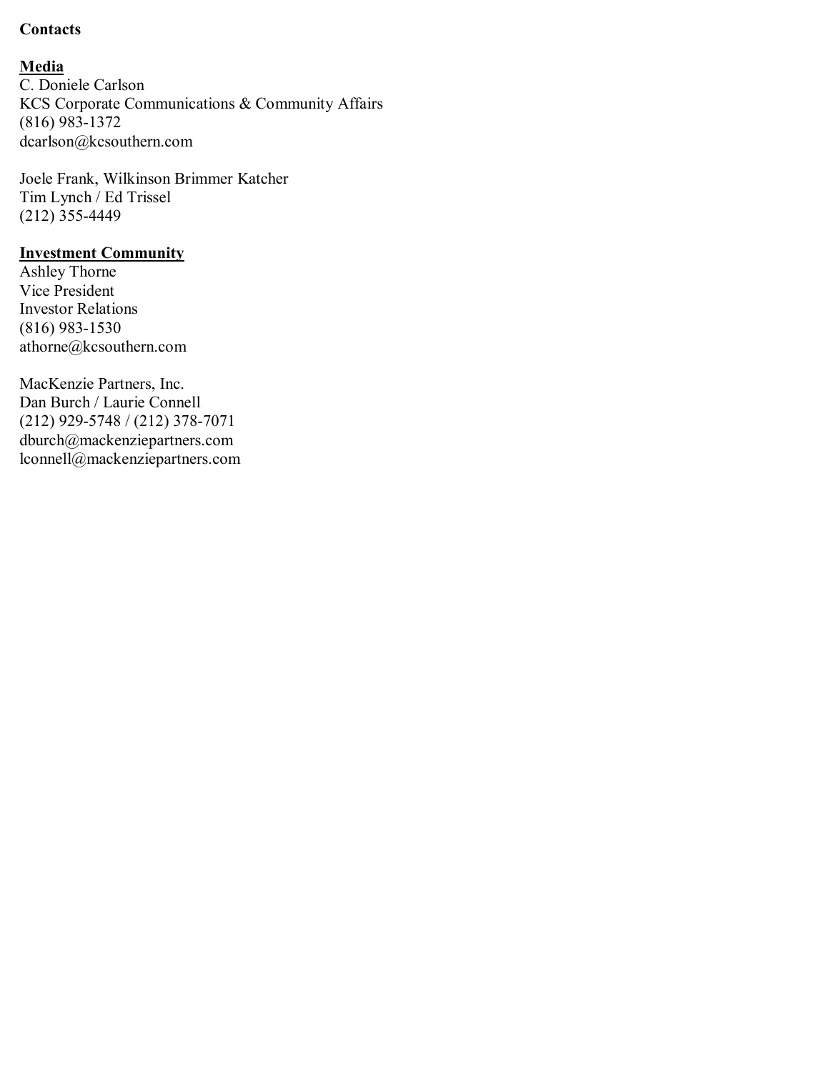**Contacts**

**Media**
C. Doniele Carlson
KCS Corporate Communications & Community Affairs
(816) 983-1372
dcarlson@kcsouthern.com

Joele Frank, Wilkinson Brimmer Katcher
Tim Lynch / Ed Trissel
(212) 355-4449

**Investment Community**
Ashley Thorne
Vice President
Investor Relations
(816) 983-1530
athorne@kcsouthern.com

MacKenzie Partners, Inc.
Dan Burch / Laurie Connell
(212) 929-5748 / (212) 378-7071
dburch@mackenziepartners.com
lconnell@mackenziepartners.com